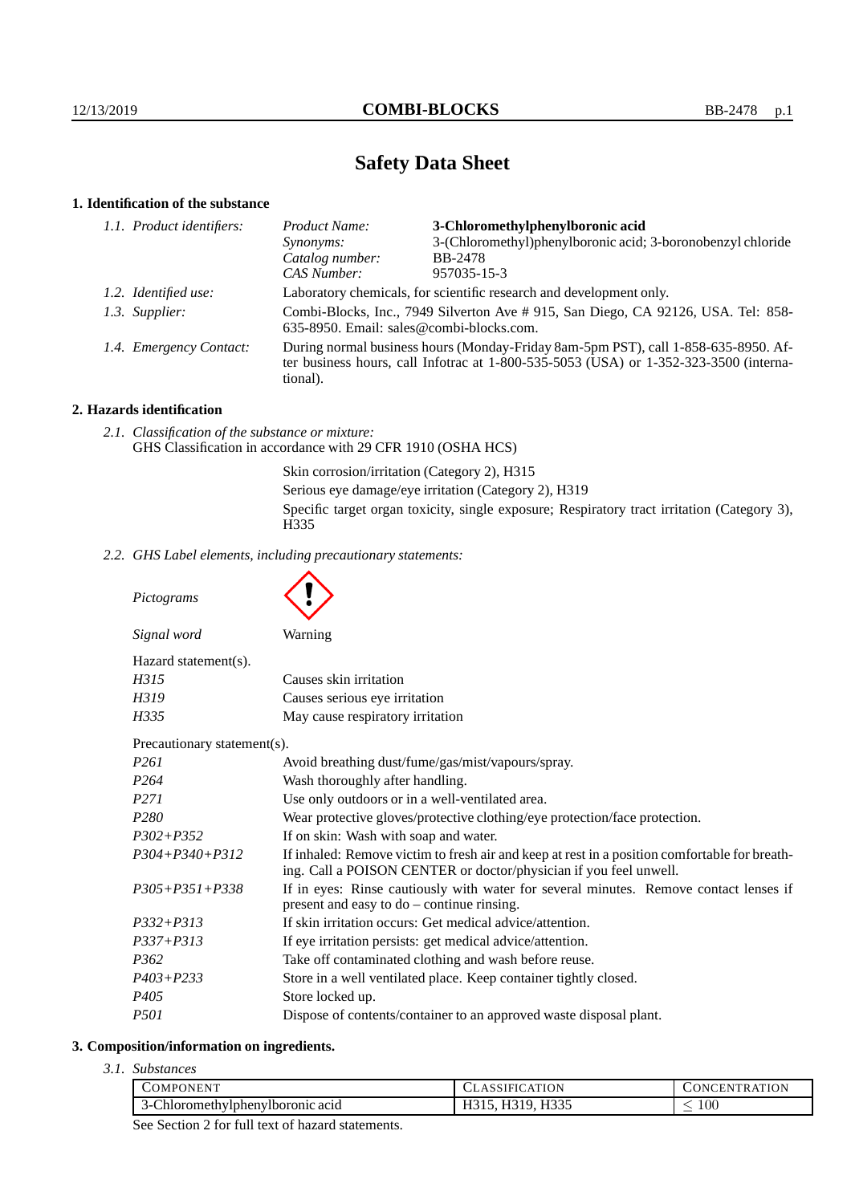# Safety Data Sheet

## 1. Identification of the substance

*1.1. Product identifiers:*

| | |
|---|---|
| *Product Name:* | **3-Chloromethylphenylboronic acid** |
| *Synonyms:* | 3-(Chloromethyl)phenylboronic acid; 3-boronobenzyl chloride |
| *Catalog number:* | BB-2478 |
| *CAS Number:* | 957035-15-3 |

*1.2. Identified use:* Laboratory chemicals, for scientific research and development only.

*1.3. Supplier:* Combi-Blocks, Inc., 7949 Silverton Ave # 915, San Diego, CA 92126, USA. Tel: 858-635-8950. Email: sales@combi-blocks.com.

*1.4. Emergency Contact:* During normal business hours (Monday-Friday 8am-5pm PST), call 1-858-635-8950. After business hours, call Infotrac at 1-800-535-5053 (USA) or 1-352-323-3500 (international).

## 2. Hazards identification

*2.1. Classification of the substance or mixture:*
GHS Classification in accordance with 29 CFR 1910 (OSHA HCS)

Skin corrosion/irritation (Category 2), H315
Serious eye damage/eye irritation (Category 2), H319
Specific target organ toxicity, single exposure; Respiratory tract irritation (Category 3), H335

*2.2. GHS Label elements, including precautionary statements:*

*Pictograms*

*Signal word* Warning

Hazard statement(s).

| | |
|---|---|
| *H315* | Causes skin irritation |
| *H319* | Causes serious eye irritation |
| *H335* | May cause respiratory irritation |

Precautionary statement(s).

| | |
|---|---|
| *P261* | Avoid breathing dust/fume/gas/mist/vapours/spray. |
| *P264* | Wash thoroughly after handling. |
| *P271* | Use only outdoors or in a well-ventilated area. |
| *P280* | Wear protective gloves/protective clothing/eye protection/face protection. |
| *P302+P352* | If on skin: Wash with soap and water. |
| *P304+P340+P312* | If inhaled: Remove victim to fresh air and keep at rest in a position comfortable for breathing. Call a POISON CENTER or doctor/physician if you feel unwell. |
| *P305+P351+P338* | If in eyes: Rinse cautiously with water for several minutes. Remove contact lenses if present and easy to do – continue rinsing. |
| *P332+P313* | If skin irritation occurs: Get medical advice/attention. |
| *P337+P313* | If eye irritation persists: get medical advice/attention. |
| *P362* | Take off contaminated clothing and wash before reuse. |
| *P403+P233* | Store in a well ventilated place. Keep container tightly closed. |
| *P405* | Store locked up. |
| *P501* | Dispose of contents/container to an approved waste disposal plant. |

## 3. Composition/information on ingredients.

*3.1. Substances*

| Component | Classification | Concentration |
|---|---|---|
| 3-Chloromethylphenylboronic acid | H315, H319, H335 | $\leq 100$ |

See Section 2 for full text of hazard statements.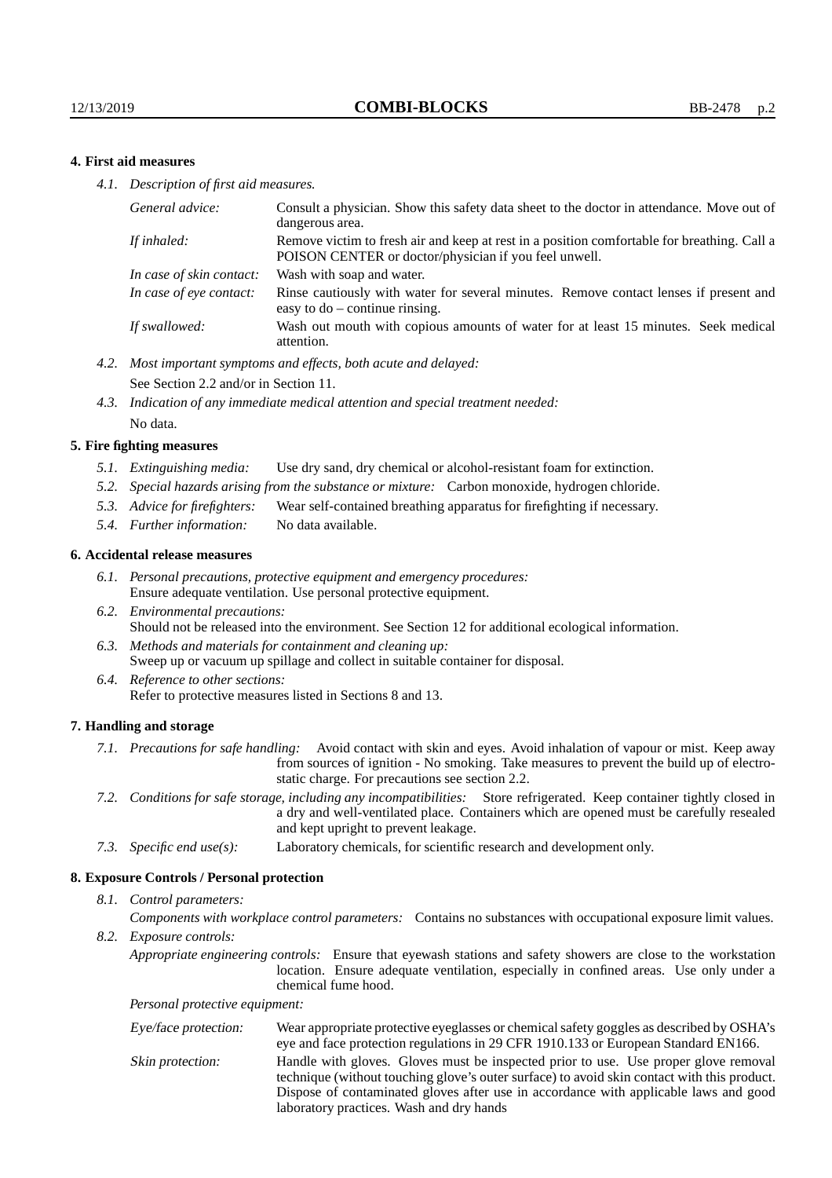## 4. First aid measures

*4.1. Description of first aid measures.*

| | |
|---|---|
| *General advice:* | Consult a physician. Show this safety data sheet to the doctor in attendance. Move out of dangerous area. |
| *If inhaled:* | Remove victim to fresh air and keep at rest in a position comfortable for breathing. Call a POISON CENTER or doctor/physician if you feel unwell. |
| *In case of skin contact:* | Wash with soap and water. |
| *In case of eye contact:* | Rinse cautiously with water for several minutes. Remove contact lenses if present and easy to do – continue rinsing. |
| *If swallowed:* | Wash out mouth with copious amounts of water for at least 15 minutes. Seek medical attention. |

*4.2. Most important symptoms and effects, both acute and delayed:*
See Section 2.2 and/or in Section 11.

*4.3. Indication of any immediate medical attention and special treatment needed:*
No data.

## 5. Fire fighting measures

*5.1. Extinguishing media:* Use dry sand, dry chemical or alcohol-resistant foam for extinction.

*5.2. Special hazards arising from the substance or mixture:* Carbon monoxide, hydrogen chloride.

*5.3. Advice for firefighters:* Wear self-contained breathing apparatus for firefighting if necessary.

*5.4. Further information:* No data available.

## 6. Accidental release measures

*6.1. Personal precautions, protective equipment and emergency procedures:*
Ensure adequate ventilation. Use personal protective equipment.

*6.2. Environmental precautions:*
Should not be released into the environment. See Section 12 for additional ecological information.

*6.3. Methods and materials for containment and cleaning up:*
Sweep up or vacuum up spillage and collect in suitable container for disposal.

*6.4. Reference to other sections:*
Refer to protective measures listed in Sections 8 and 13.

## 7. Handling and storage

*7.1. Precautions for safe handling:* Avoid contact with skin and eyes. Avoid inhalation of vapour or mist. Keep away from sources of ignition - No smoking. Take measures to prevent the build up of electrostatic charge. For precautions see section 2.2.

*7.2. Conditions for safe storage, including any incompatibilities:* Store refrigerated. Keep container tightly closed in a dry and well-ventilated place. Containers which are opened must be carefully resealed and kept upright to prevent leakage.

*7.3. Specific end use(s):* Laboratory chemicals, for scientific research and development only.

## 8. Exposure Controls / Personal protection

*8.1. Control parameters:*

*Components with workplace control parameters:* Contains no substances with occupational exposure limit values.

*8.2. Exposure controls:*

*Appropriate engineering controls:* Ensure that eyewash stations and safety showers are close to the workstation location. Ensure adequate ventilation, especially in confined areas. Use only under a chemical fume hood.

*Personal protective equipment:*

| | |
|---|---|
| *Eye/face protection:* | Wear appropriate protective eyeglasses or chemical safety goggles as described by OSHA's eye and face protection regulations in 29 CFR 1910.133 or European Standard EN166. |
| *Skin protection:* | Handle with gloves. Gloves must be inspected prior to use. Use proper glove removal technique (without touching glove's outer surface) to avoid skin contact with this product. Dispose of contaminated gloves after use in accordance with applicable laws and good laboratory practices. Wash and dry hands |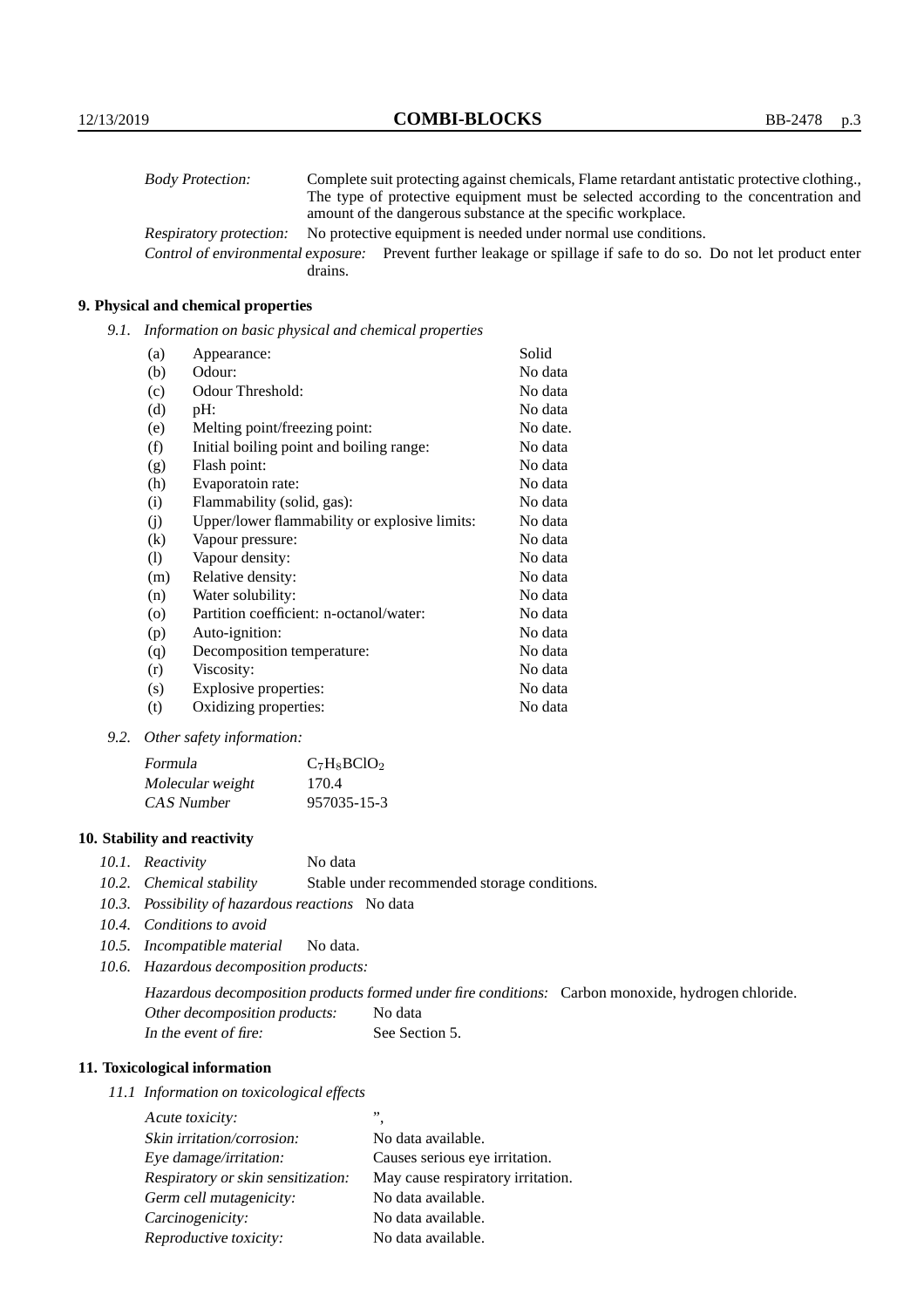| | |
|---|---|
| *Body Protection:* | Complete suit protecting against chemicals, Flame retardant antistatic protective clothing., The type of protective equipment must be selected according to the concentration and amount of the dangerous substance at the specific workplace. |
| *Respiratory protection:* | No protective equipment is needed under normal use conditions. |
| *Control of environmental exposure:* | Prevent further leakage or spillage if safe to do so. Do not let product enter drains. |

## 9. Physical and chemical properties

*9.1. Information on basic physical and chemical properties*

| | | |
|---|---|---|
| (a) | Appearance: | Solid |
| (b) | Odour: | No data |
| (c) | Odour Threshold: | No data |
| (d) | pH: | No data |
| (e) | Melting point/freezing point: | No date. |
| (f) | Initial boiling point and boiling range: | No data |
| (g) | Flash point: | No data |
| (h) | Evaporatoin rate: | No data |
| (i) | Flammability (solid, gas): | No data |
| (j) | Upper/lower flammability or explosive limits: | No data |
| (k) | Vapour pressure: | No data |
| (l) | Vapour density: | No data |
| (m) | Relative density: | No data |
| (n) | Water solubility: | No data |
| (o) | Partition coefficient: n-octanol/water: | No data |
| (p) | Auto-ignition: | No data |
| (q) | Decomposition temperature: | No data |
| (r) | Viscosity: | No data |
| (s) | Explosive properties: | No data |
| (t) | Oxidizing properties: | No data |

*9.2. Other safety information:*

| | |
|---|---|
| *Formula* | $C_7H_8BClO_2$ |
| *Molecular weight* | 170.4 |
| *CAS Number* | 957035-15-3 |

## 10. Stability and reactivity

*10.1. Reactivity* No data

*10.2. Chemical stability* Stable under recommended storage conditions.

*10.3. Possibility of hazardous reactions* No data

*10.4. Conditions to avoid*

*10.5. Incompatible material* No data.

*10.6. Hazardous decomposition products:*

*Hazardous decomposition products formed under fire conditions:* Carbon monoxide, hydrogen chloride.

*Other decomposition products:* No data

*In the event of fire:* See Section 5.

## 11. Toxicological information

*11.1 Information on toxicological effects*

| | |
|---|---|
| *Acute toxicity:* | ”, |
| *Skin irritation/corrosion:* | No data available. |
| *Eye damage/irritation:* | Causes serious eye irritation. |
| *Respiratory or skin sensitization:* | May cause respiratory irritation. |
| *Germ cell mutagenicity:* | No data available. |
| *Carcinogenicity:* | No data available. |
| *Reproductive toxicity:* | No data available. |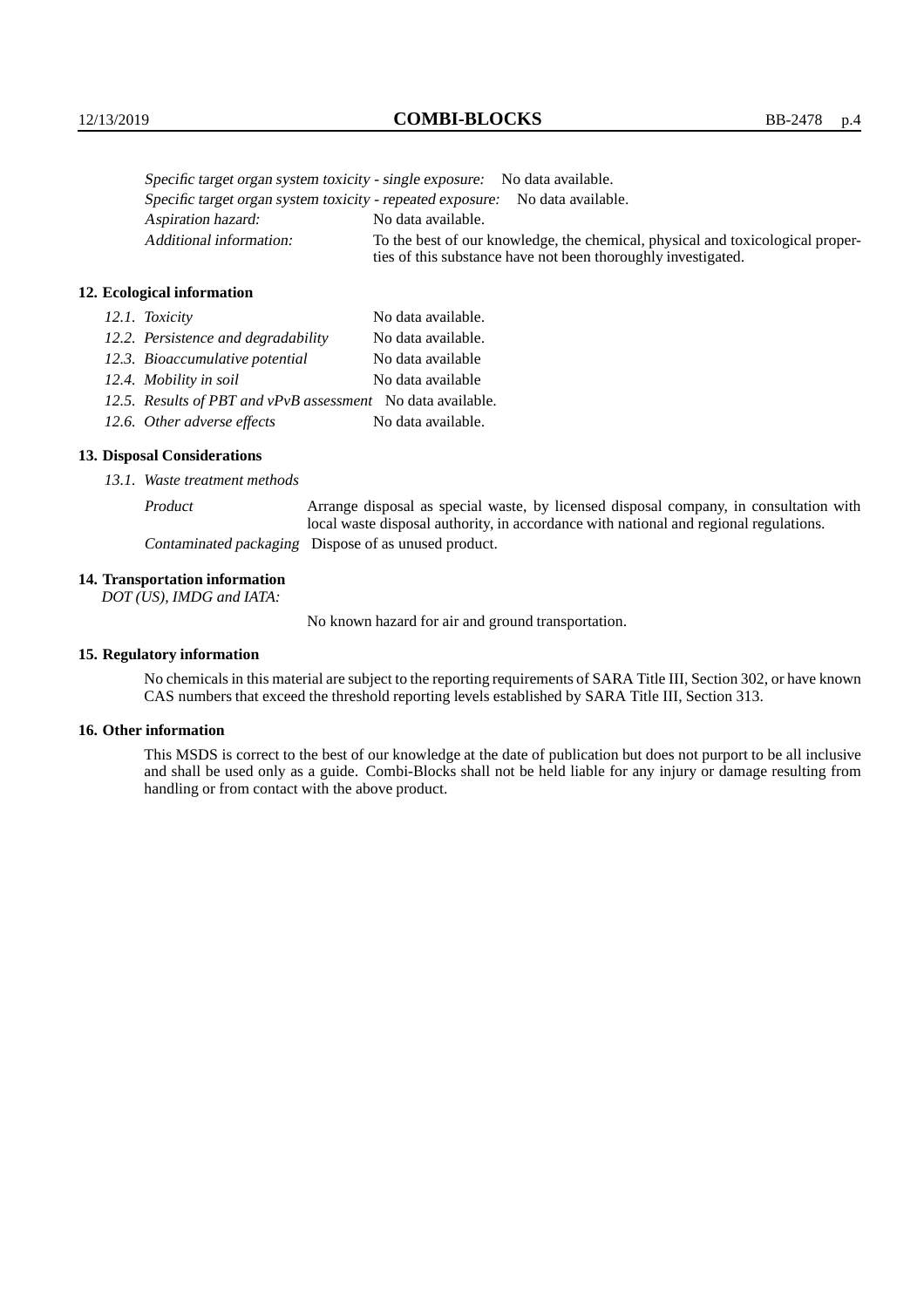*Specific target organ system toxicity - single exposure:* No data available.
*Specific target organ system toxicity - repeated exposure:* No data available.
*Aspiration hazard:* No data available.
*Additional information:* To the best of our knowledge, the chemical, physical and toxicological properties of this substance have not been thoroughly investigated.

## 12. Ecological information

*12.1. Toxicity* No data available.
*12.2. Persistence and degradability* No data available.
*12.3. Bioaccumulative potential* No data available
*12.4. Mobility in soil* No data available
*12.5. Results of PBT and vPvB assessment* No data available.
*12.6. Other adverse effects* No data available.

## 13. Disposal Considerations

*13.1. Waste treatment methods*

*Product* Arrange disposal as special waste, by licensed disposal company, in consultation with local waste disposal authority, in accordance with national and regional regulations.
*Contaminated packaging* Dispose of as unused product.

## 14. Transportation information

*DOT (US), IMDG and IATA:*

No known hazard for air and ground transportation.

## 15. Regulatory information

No chemicals in this material are subject to the reporting requirements of SARA Title III, Section 302, or have known CAS numbers that exceed the threshold reporting levels established by SARA Title III, Section 313.

## 16. Other information

This MSDS is correct to the best of our knowledge at the date of publication but does not purport to be all inclusive and shall be used only as a guide. Combi-Blocks shall not be held liable for any injury or damage resulting from handling or from contact with the above product.